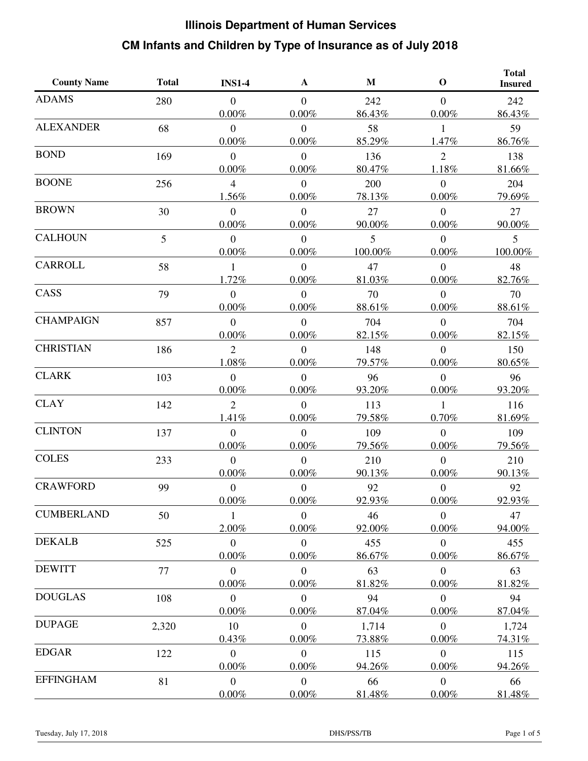# Illinois Department of Human Services

## CM Infants and Children by Type of Insurance as of July 2018

| County Name | Total | INS1-4 | A | M | O | Total Insured |
|---|---|---|---|---|---|---|
| ADAMS | 280 | 0<br>0.00% | 0<br>0.00% | 242<br>86.43% | 0<br>0.00% | 242<br>86.43% |
| ALEXANDER | 68 | 0<br>0.00% | 0<br>0.00% | 58<br>85.29% | 1<br>1.47% | 59<br>86.76% |
| BOND | 169 | 0<br>0.00% | 0<br>0.00% | 136<br>80.47% | 2<br>1.18% | 138<br>81.66% |
| BOONE | 256 | 4<br>1.56% | 0<br>0.00% | 200<br>78.13% | 0<br>0.00% | 204<br>79.69% |
| BROWN | 30 | 0<br>0.00% | 0<br>0.00% | 27<br>90.00% | 0<br>0.00% | 27<br>90.00% |
| CALHOUN | 5 | 0<br>0.00% | 0<br>0.00% | 5<br>100.00% | 0<br>0.00% | 5<br>100.00% |
| CARROLL | 58 | 1<br>1.72% | 0<br>0.00% | 47<br>81.03% | 0<br>0.00% | 48<br>82.76% |
| CASS | 79 | 0<br>0.00% | 0<br>0.00% | 70<br>88.61% | 0<br>0.00% | 70<br>88.61% |
| CHAMPAIGN | 857 | 0<br>0.00% | 0<br>0.00% | 704<br>82.15% | 0<br>0.00% | 704<br>82.15% |
| CHRISTIAN | 186 | 2<br>1.08% | 0<br>0.00% | 148<br>79.57% | 0<br>0.00% | 150<br>80.65% |
| CLARK | 103 | 0<br>0.00% | 0<br>0.00% | 96<br>93.20% | 0<br>0.00% | 96<br>93.20% |
| CLAY | 142 | 2<br>1.41% | 0<br>0.00% | 113<br>79.58% | 1<br>0.70% | 116<br>81.69% |
| CLINTON | 137 | 0<br>0.00% | 0<br>0.00% | 109<br>79.56% | 0<br>0.00% | 109<br>79.56% |
| COLES | 233 | 0<br>0.00% | 0<br>0.00% | 210<br>90.13% | 0<br>0.00% | 210<br>90.13% |
| CRAWFORD | 99 | 0<br>0.00% | 0<br>0.00% | 92<br>92.93% | 0<br>0.00% | 92<br>92.93% |
| CUMBERLAND | 50 | 1<br>2.00% | 0<br>0.00% | 46<br>92.00% | 0<br>0.00% | 47<br>94.00% |
| DEKALB | 525 | 0<br>0.00% | 0<br>0.00% | 455<br>86.67% | 0<br>0.00% | 455<br>86.67% |
| DEWITT | 77 | 0<br>0.00% | 0<br>0.00% | 63<br>81.82% | 0<br>0.00% | 63<br>81.82% |
| DOUGLAS | 108 | 0<br>0.00% | 0<br>0.00% | 94<br>87.04% | 0<br>0.00% | 94<br>87.04% |
| DUPAGE | 2,320 | 10<br>0.43% | 0<br>0.00% | 1,714<br>73.88% | 0<br>0.00% | 1,724<br>74.31% |
| EDGAR | 122 | 0<br>0.00% | 0<br>0.00% | 115<br>94.26% | 0<br>0.00% | 115<br>94.26% |
| EFFINGHAM | 81 | 0<br>0.00% | 0<br>0.00% | 66<br>81.48% | 0<br>0.00% | 66<br>81.48% |

Tuesday, July 17, 2018 DHS/PSS/TB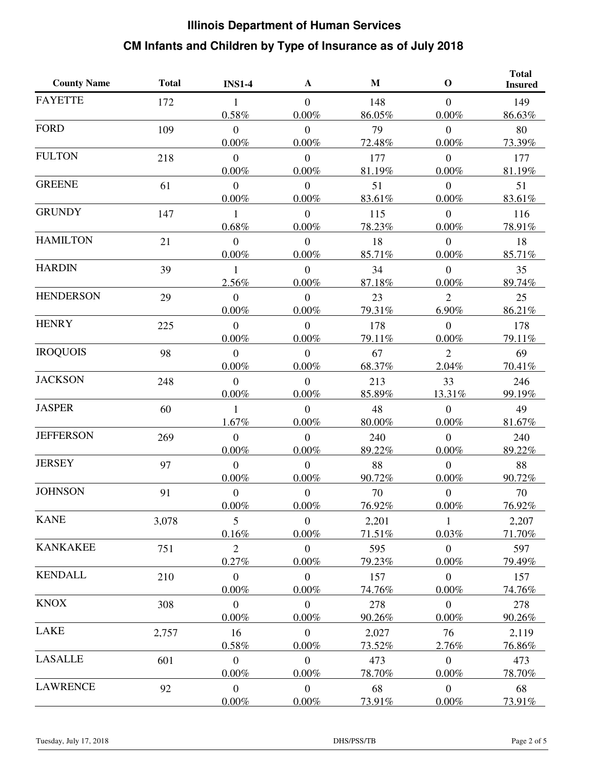# Illinois Department of Human Services

## CM Infants and Children by Type of Insurance as of July 2018

| County Name | Total | INS1-4 | A | M | O | Total Insured |
|---|---|---|---|---|---|---|
| FAYETTE | 172 | 1<br>0.58% | 0<br>0.00% | 148<br>86.05% | 0<br>0.00% | 149<br>86.63% |
| FORD | 109 | 0<br>0.00% | 0<br>0.00% | 79<br>72.48% | 0<br>0.00% | 80<br>73.39% |
| FULTON | 218 | 0<br>0.00% | 0<br>0.00% | 177<br>81.19% | 0<br>0.00% | 177<br>81.19% |
| GREENE | 61 | 0<br>0.00% | 0<br>0.00% | 51<br>83.61% | 0<br>0.00% | 51<br>83.61% |
| GRUNDY | 147 | 1<br>0.68% | 0<br>0.00% | 115<br>78.23% | 0<br>0.00% | 116<br>78.91% |
| HAMILTON | 21 | 0<br>0.00% | 0<br>0.00% | 18<br>85.71% | 0<br>0.00% | 18<br>85.71% |
| HARDIN | 39 | 1<br>2.56% | 0<br>0.00% | 34<br>87.18% | 0<br>0.00% | 35<br>89.74% |
| HENDERSON | 29 | 0<br>0.00% | 0<br>0.00% | 23<br>79.31% | 2<br>6.90% | 25<br>86.21% |
| HENRY | 225 | 0<br>0.00% | 0<br>0.00% | 178<br>79.11% | 0<br>0.00% | 178<br>79.11% |
| IROQUOIS | 98 | 0<br>0.00% | 0<br>0.00% | 67<br>68.37% | 2<br>2.04% | 69<br>70.41% |
| JACKSON | 248 | 0<br>0.00% | 0<br>0.00% | 213<br>85.89% | 33<br>13.31% | 246<br>99.19% |
| JASPER | 60 | 1<br>1.67% | 0<br>0.00% | 48<br>80.00% | 0<br>0.00% | 49<br>81.67% |
| JEFFERSON | 269 | 0<br>0.00% | 0<br>0.00% | 240<br>89.22% | 0<br>0.00% | 240<br>89.22% |
| JERSEY | 97 | 0<br>0.00% | 0<br>0.00% | 88<br>90.72% | 0<br>0.00% | 88<br>90.72% |
| JOHNSON | 91 | 0<br>0.00% | 0<br>0.00% | 70<br>76.92% | 0<br>0.00% | 70<br>76.92% |
| KANE | 3,078 | 5<br>0.16% | 0<br>0.00% | 2,201<br>71.51% | 1<br>0.03% | 2,207<br>71.70% |
| KANKAKEE | 751 | 2<br>0.27% | 0<br>0.00% | 595<br>79.23% | 0<br>0.00% | 597<br>79.49% |
| KENDALL | 210 | 0<br>0.00% | 0<br>0.00% | 157<br>74.76% | 0<br>0.00% | 157<br>74.76% |
| KNOX | 308 | 0<br>0.00% | 0<br>0.00% | 278<br>90.26% | 0<br>0.00% | 278<br>90.26% |
| LAKE | 2,757 | 16<br>0.58% | 0<br>0.00% | 2,027<br>73.52% | 76<br>2.76% | 2,119<br>76.86% |
| LASALLE | 601 | 0<br>0.00% | 0<br>0.00% | 473<br>78.70% | 0<br>0.00% | 473<br>78.70% |
| LAWRENCE | 92 | 0<br>0.00% | 0<br>0.00% | 68<br>73.91% | 0<br>0.00% | 68<br>73.91% |

Tuesday, July 17, 2018 DHS/PSS/TB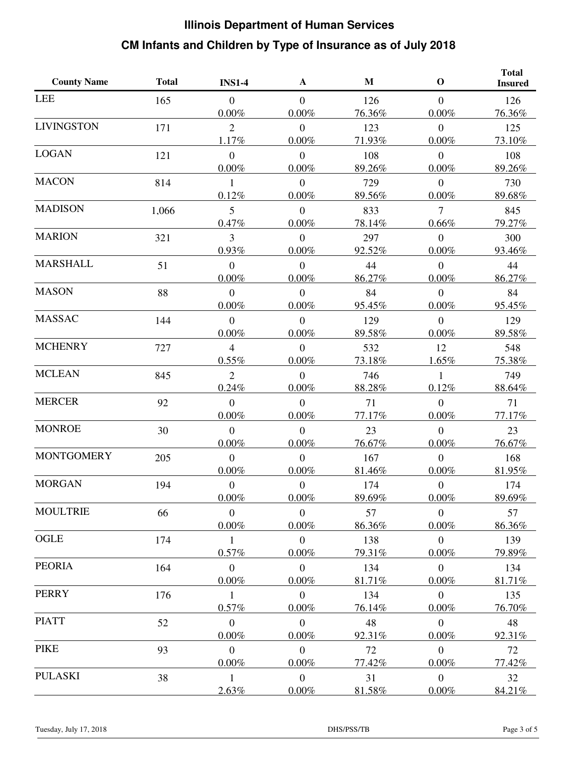# Illinois Department of Human Services

## CM Infants and Children by Type of Insurance as of July 2018

| County Name | Total | INS1-4 | A | M | O | Total Insured |
|---|---|---|---|---|---|---|
| LEE | 165 | 0<br>0.00% | 0<br>0.00% | 126<br>76.36% | 0<br>0.00% | 126<br>76.36% |
| LIVINGSTON | 171 | 2<br>1.17% | 0<br>0.00% | 123<br>71.93% | 0<br>0.00% | 125<br>73.10% |
| LOGAN | 121 | 0<br>0.00% | 0<br>0.00% | 108<br>89.26% | 0<br>0.00% | 108<br>89.26% |
| MACON | 814 | 1<br>0.12% | 0<br>0.00% | 729<br>89.56% | 0<br>0.00% | 730<br>89.68% |
| MADISON | 1,066 | 5<br>0.47% | 0<br>0.00% | 833<br>78.14% | 7<br>0.66% | 845<br>79.27% |
| MARION | 321 | 3<br>0.93% | 0<br>0.00% | 297<br>92.52% | 0<br>0.00% | 300<br>93.46% |
| MARSHALL | 51 | 0<br>0.00% | 0<br>0.00% | 44<br>86.27% | 0<br>0.00% | 44<br>86.27% |
| MASON | 88 | 0<br>0.00% | 0<br>0.00% | 84<br>95.45% | 0<br>0.00% | 84<br>95.45% |
| MASSAC | 144 | 0<br>0.00% | 0<br>0.00% | 129<br>89.58% | 0<br>0.00% | 129<br>89.58% |
| MCHENRY | 727 | 4<br>0.55% | 0<br>0.00% | 532<br>73.18% | 12<br>1.65% | 548<br>75.38% |
| MCLEAN | 845 | 2<br>0.24% | 0<br>0.00% | 746<br>88.28% | 1<br>0.12% | 749<br>88.64% |
| MERCER | 92 | 0<br>0.00% | 0<br>0.00% | 71<br>77.17% | 0<br>0.00% | 71<br>77.17% |
| MONROE | 30 | 0<br>0.00% | 0<br>0.00% | 23<br>76.67% | 0<br>0.00% | 23<br>76.67% |
| MONTGOMERY | 205 | 0<br>0.00% | 0<br>0.00% | 167<br>81.46% | 0<br>0.00% | 168<br>81.95% |
| MORGAN | 194 | 0<br>0.00% | 0<br>0.00% | 174<br>89.69% | 0<br>0.00% | 174<br>89.69% |
| MOULTRIE | 66 | 0<br>0.00% | 0<br>0.00% | 57<br>86.36% | 0<br>0.00% | 57<br>86.36% |
| OGLE | 174 | 1<br>0.57% | 0<br>0.00% | 138<br>79.31% | 0<br>0.00% | 139<br>79.89% |
| PEORIA | 164 | 0<br>0.00% | 0<br>0.00% | 134<br>81.71% | 0<br>0.00% | 134<br>81.71% |
| PERRY | 176 | 1<br>0.57% | 0<br>0.00% | 134<br>76.14% | 0<br>0.00% | 135<br>76.70% |
| PIATT | 52 | 0<br>0.00% | 0<br>0.00% | 48<br>92.31% | 0<br>0.00% | 48<br>92.31% |
| PIKE | 93 | 0<br>0.00% | 0<br>0.00% | 72<br>77.42% | 0<br>0.00% | 72<br>77.42% |
| PULASKI | 38 | 1<br>2.63% | 0<br>0.00% | 31<br>81.58% | 0<br>0.00% | 32<br>84.21% |

Tuesday, July 17, 2018 DHS/PSS/TB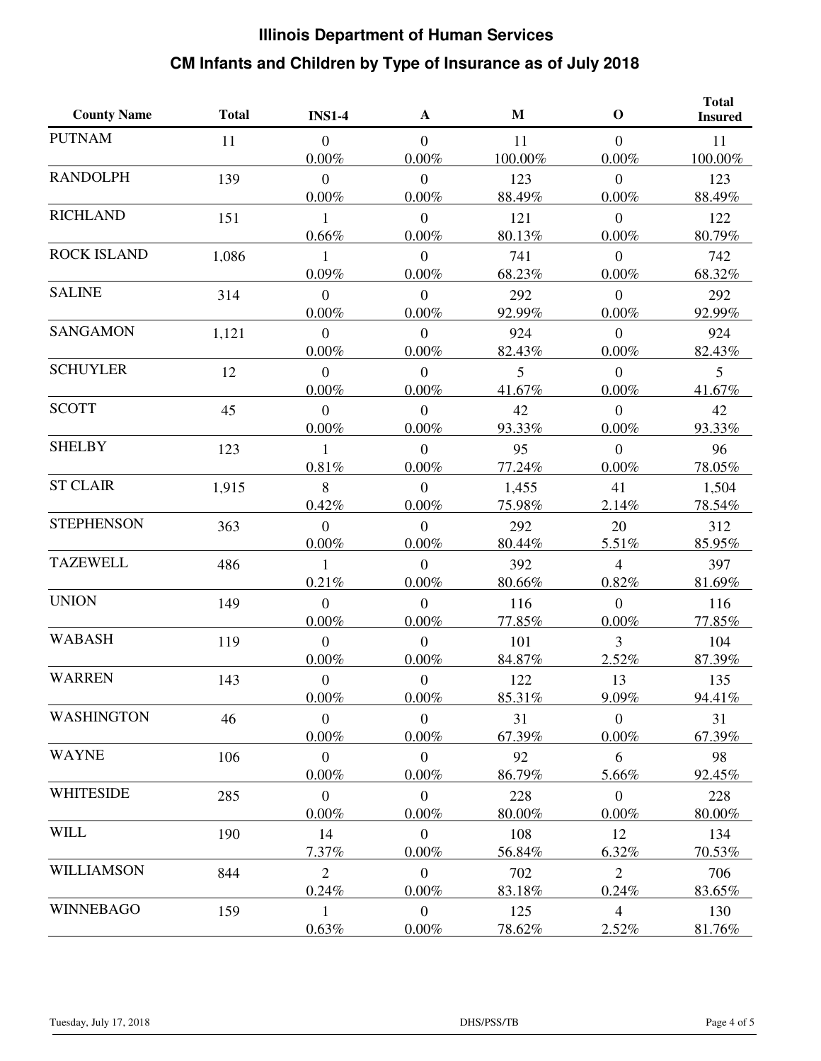# Illinois Department of Human Services

## CM Infants and Children by Type of Insurance as of July 2018

| County Name | Total | INS1-4 | A | M | O | Total Insured |
|---|---|---|---|---|---|---|
| PUTNAM | 11 | 0<br>0.00% | 0<br>0.00% | 11<br>100.00% | 0<br>0.00% | 11<br>100.00% |
| RANDOLPH | 139 | 0<br>0.00% | 0<br>0.00% | 123<br>88.49% | 0<br>0.00% | 123<br>88.49% |
| RICHLAND | 151 | 1<br>0.66% | 0<br>0.00% | 121<br>80.13% | 0<br>0.00% | 122<br>80.79% |
| ROCK ISLAND | 1,086 | 1<br>0.09% | 0<br>0.00% | 741<br>68.23% | 0<br>0.00% | 742<br>68.32% |
| SALINE | 314 | 0<br>0.00% | 0<br>0.00% | 292<br>92.99% | 0<br>0.00% | 292<br>92.99% |
| SANGAMON | 1,121 | 0<br>0.00% | 0<br>0.00% | 924<br>82.43% | 0<br>0.00% | 924<br>82.43% |
| SCHUYLER | 12 | 0<br>0.00% | 0<br>0.00% | 5<br>41.67% | 0<br>0.00% | 5<br>41.67% |
| SCOTT | 45 | 0<br>0.00% | 0<br>0.00% | 42<br>93.33% | 0<br>0.00% | 42<br>93.33% |
| SHELBY | 123 | 1<br>0.81% | 0<br>0.00% | 95<br>77.24% | 0<br>0.00% | 96<br>78.05% |
| ST CLAIR | 1,915 | 8<br>0.42% | 0<br>0.00% | 1,455<br>75.98% | 41<br>2.14% | 1,504<br>78.54% |
| STEPHENSON | 363 | 0<br>0.00% | 0<br>0.00% | 292<br>80.44% | 20<br>5.51% | 312<br>85.95% |
| TAZEWELL | 486 | 1<br>0.21% | 0<br>0.00% | 392<br>80.66% | 4<br>0.82% | 397<br>81.69% |
| UNION | 149 | 0<br>0.00% | 0<br>0.00% | 116<br>77.85% | 0<br>0.00% | 116<br>77.85% |
| WABASH | 119 | 0<br>0.00% | 0<br>0.00% | 101<br>84.87% | 3<br>2.52% | 104<br>87.39% |
| WARREN | 143 | 0<br>0.00% | 0<br>0.00% | 122<br>85.31% | 13<br>9.09% | 135<br>94.41% |
| WASHINGTON | 46 | 0<br>0.00% | 0<br>0.00% | 31<br>67.39% | 0<br>0.00% | 31<br>67.39% |
| WAYNE | 106 | 0<br>0.00% | 0<br>0.00% | 92<br>86.79% | 6<br>5.66% | 98<br>92.45% |
| WHITESIDE | 285 | 0<br>0.00% | 0<br>0.00% | 228<br>80.00% | 0<br>0.00% | 228<br>80.00% |
| WILL | 190 | 14<br>7.37% | 0<br>0.00% | 108<br>56.84% | 12<br>6.32% | 134<br>70.53% |
| WILLIAMSON | 844 | 2<br>0.24% | 0<br>0.00% | 702<br>83.18% | 2<br>0.24% | 706<br>83.65% |
| WINNEBAGO | 159 | 1<br>0.63% | 0<br>0.00% | 125<br>78.62% | 4<br>2.52% | 130<br>81.76% |

Tuesday, July 17, 2018 DHS/PSS/TB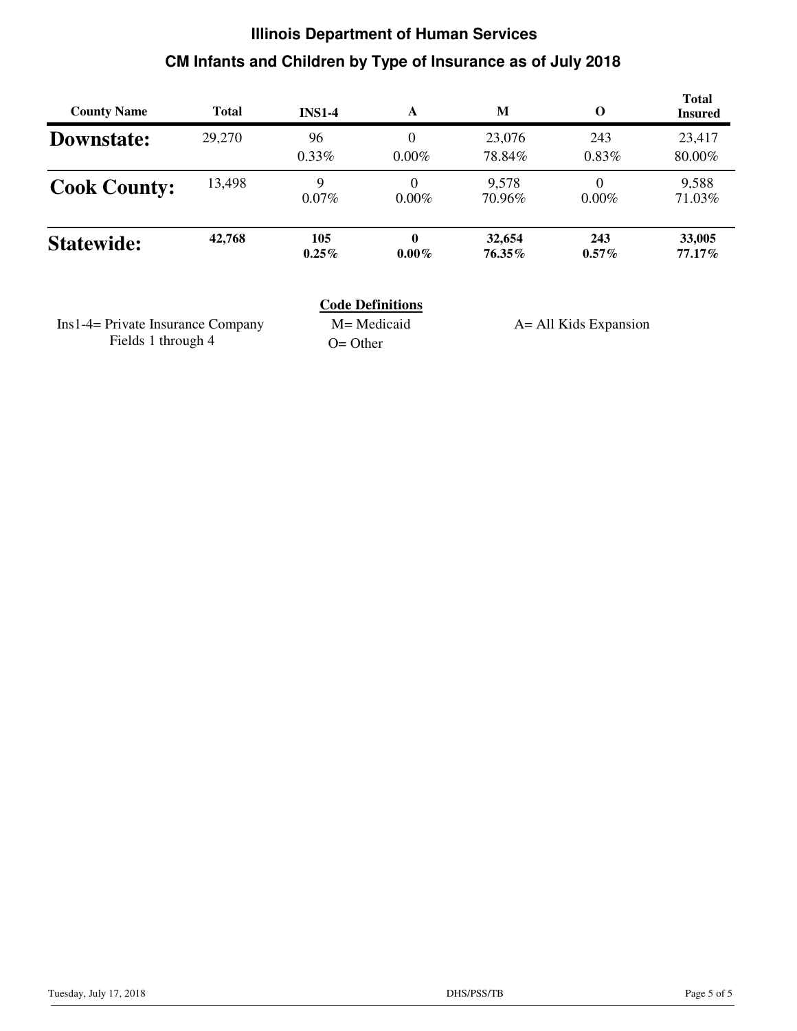# Illinois Department of Human Services

## CM Infants and Children by Type of Insurance as of July 2018

| County Name | Total | INS1-4 | A | M | O | Total Insured |
|---|---|---|---|---|---|---|
| **Downstate:** | 29,270 | 96<br>0.33% | 0<br>0.00% | 23,076<br>78.84% | 243<br>0.83% | 23,417<br>80.00% |
| **Cook County:** | 13,498 | 9<br>0.07% | 0<br>0.00% | 9,578<br>70.96% | 0<br>0.00% | 9,588<br>71.03% |
| **Statewide:** | **42,768** | **105**<br>**0.25%** | **0**<br>**0.00%** | **32,654**<br>**76.35%** | **243**<br>**0.57%** | **33,005**<br>**77.17%** |

**Code Definitions**

Ins1-4= Private Insurance Company Fields 1 through 4

M= Medicaid

O= Other

A= All Kids Expansion

Tuesday, July 17, 2018

DHS/PSS/TB